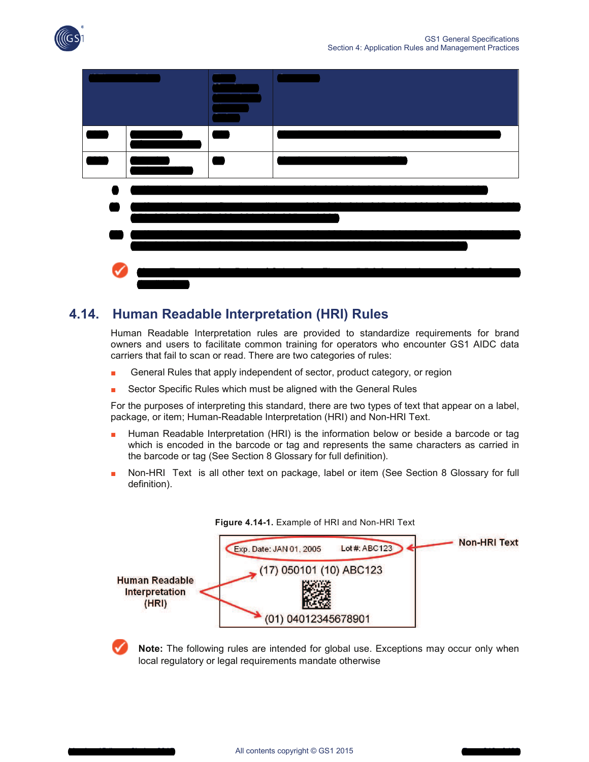## 4.14. Human Readable Interpretation (HRI) Rules

Human Readable Interpretation rules are provided to standardize requirements for brand owners and users to facilitate common training for operators who encounter GS1 AIDC data carriers that fail to scan or read. There are two categories of rules:

- General Rules that apply independent of sector, product category, or region
- Sector Specific Rules which must be aligned with the General Rules

For the purposes of interpreting this standard, there are two types of text that appear on a label, package, or item; Human-Readable Interpretation (HRI) and Non-HRI Text.

- Human Readable Interpretation (HRI) is the information below or beside a barcode or tag which is encoded in the barcode or tag and represents the same characters as carried in the barcode or tag (See Section 8 Glossary for full definition).
- Non-HRI Text is all other text on package, label or item (See Section 8 Glossary for full definition).

**Figure 4.14-1.** Example of HRI and Non-HRI Text

Exp. Date: JAN 01, 2005 Lot #: ABC123

(17) 050101 (10) ABC123

(01) 04012345678901

Non-HRI Text

Human Readable Interpretation (HRI)

**Note:** The following rules are intended for global use. Exceptions may occur only when local regulatory or legal requirements mandate otherwise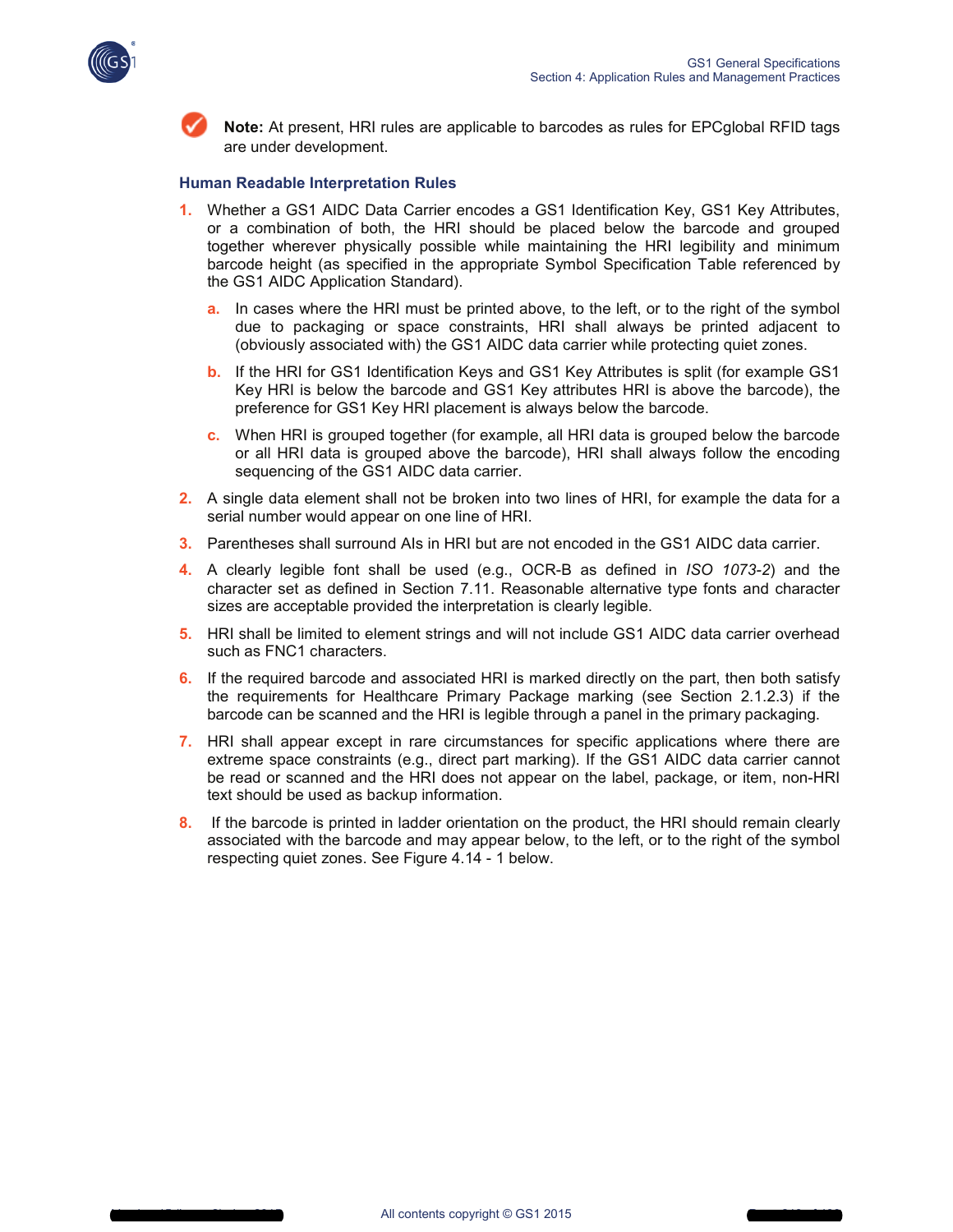**Note:** At present, HRI rules are applicable to barcodes as rules for EPCglobal RFID tags are under development.

### Human Readable Interpretation Rules

1. Whether a GS1 AIDC Data Carrier encodes a GS1 Identification Key, GS1 Key Attributes, or a combination of both, the HRI should be placed below the barcode and grouped together wherever physically possible while maintaining the HRI legibility and minimum barcode height (as specified in the appropriate Symbol Specification Table referenced by the GS1 AIDC Application Standard).
   a. In cases where the HRI must be printed above, to the left, or to the right of the symbol due to packaging or space constraints, HRI shall always be printed adjacent to (obviously associated with) the GS1 AIDC data carrier while protecting quiet zones.
   b. If the HRI for GS1 Identification Keys and GS1 Key Attributes is split (for example GS1 Key HRI is below the barcode and GS1 Key attributes HRI is above the barcode), the preference for GS1 Key HRI placement is always below the barcode.
   c. When HRI is grouped together (for example, all HRI data is grouped below the barcode or all HRI data is grouped above the barcode), HRI shall always follow the encoding sequencing of the GS1 AIDC data carrier.
2. A single data element shall not be broken into two lines of HRI, for example the data for a serial number would appear on one line of HRI.
3. Parentheses shall surround AIs in HRI but are not encoded in the GS1 AIDC data carrier.
4. A clearly legible font shall be used (e.g., OCR-B as defined in *ISO 1073-2*) and the character set as defined in Section 7.11. Reasonable alternative type fonts and character sizes are acceptable provided the interpretation is clearly legible.
5. HRI shall be limited to element strings and will not include GS1 AIDC data carrier overhead such as FNC1 characters.
6. If the required barcode and associated HRI is marked directly on the part, then both satisfy the requirements for Healthcare Primary Package marking (see Section 2.1.2.3) if the barcode can be scanned and the HRI is legible through a panel in the primary packaging.
7. HRI shall appear except in rare circumstances for specific applications where there are extreme space constraints (e.g., direct part marking). If the GS1 AIDC data carrier cannot be read or scanned and the HRI does not appear on the label, package, or item, non-HRI text should be used as backup information.
8. If the barcode is printed in ladder orientation on the product, the HRI should remain clearly associated with the barcode and may appear below, to the left, or to the right of the symbol respecting quiet zones. See Figure 4.14 - 1 below.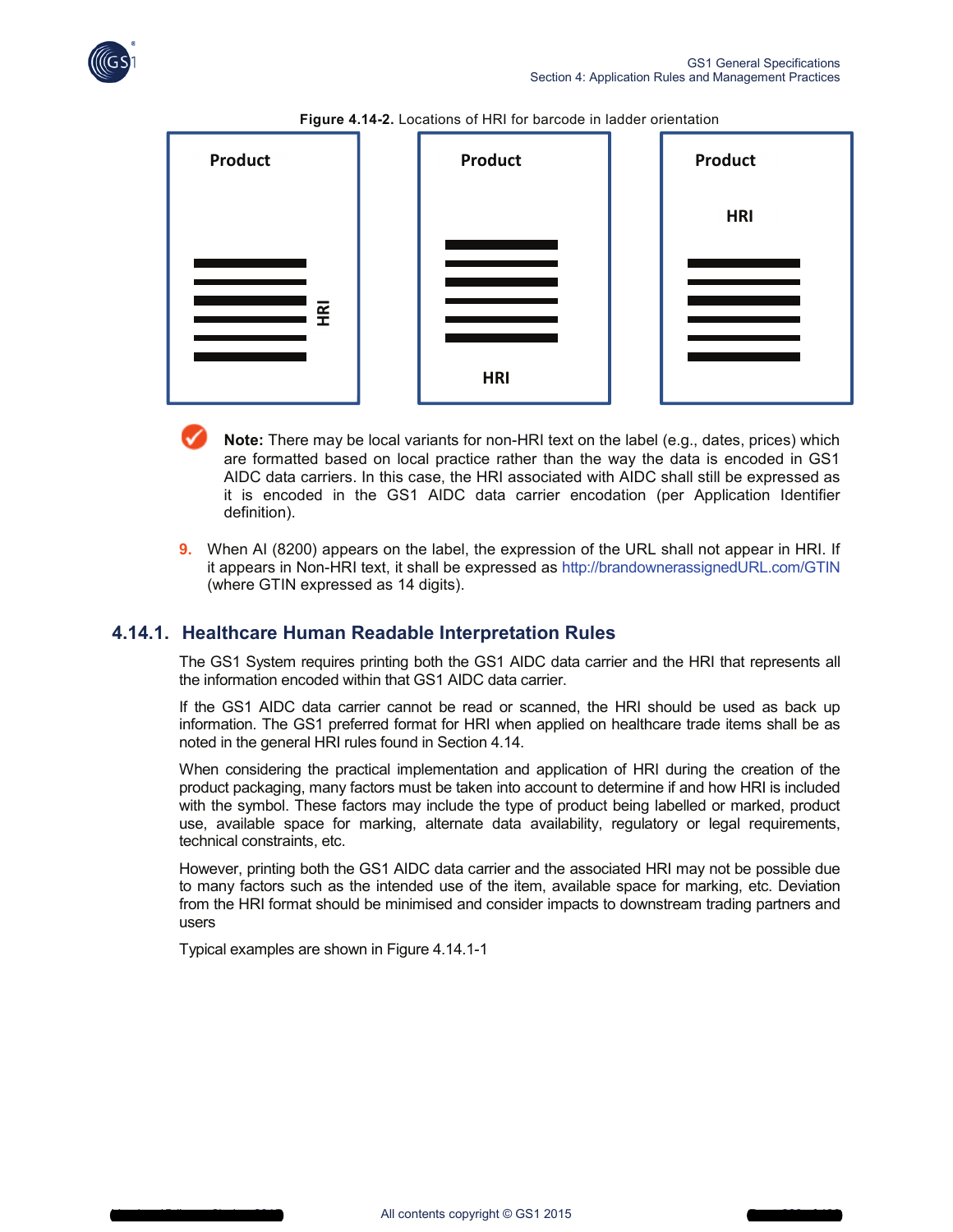**Figure 4.14-2.** Locations of HRI for barcode in ladder orientation

**Note:** There may be local variants for non-HRI text on the label (e.g., dates, prices) which are formatted based on local practice rather than the way the data is encoded in GS1 AIDC data carriers. In this case, the HRI associated with AIDC shall still be expressed as it is encoded in the GS1 AIDC data carrier encodation (per Application Identifier definition).

9. When AI (8200) appears on the label, the expression of the URL shall not appear in HRI. If it appears in Non-HRI text, it shall be expressed as http://brandownerassignedURL.com/GTIN (where GTIN expressed as 14 digits).

## 4.14.1. Healthcare Human Readable Interpretation Rules

The GS1 System requires printing both the GS1 AIDC data carrier and the HRI that represents all the information encoded within that GS1 AIDC data carrier.

If the GS1 AIDC data carrier cannot be read or scanned, the HRI should be used as back up information. The GS1 preferred format for HRI when applied on healthcare trade items shall be as noted in the general HRI rules found in Section 4.14.

When considering the practical implementation and application of HRI during the creation of the product packaging, many factors must be taken into account to determine if and how HRI is included with the symbol. These factors may include the type of product being labelled or marked, product use, available space for marking, alternate data availability, regulatory or legal requirements, technical constraints, etc.

However, printing both the GS1 AIDC data carrier and the associated HRI may not be possible due to many factors such as the intended use of the item, available space for marking, etc. Deviation from the HRI format should be minimised and consider impacts to downstream trading partners and users

Typical examples are shown in Figure 4.14.1-1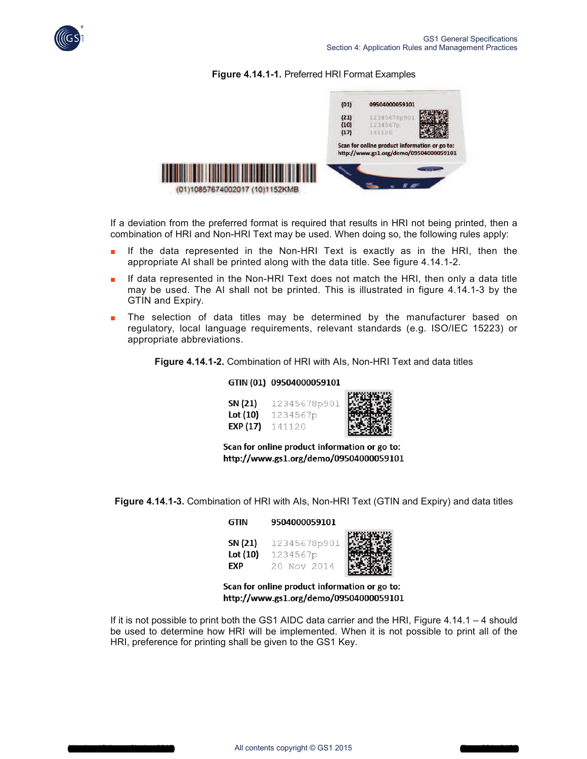**Figure 4.14.1-1.** Preferred HRI Format Examples

If a deviation from the preferred format is required that results in HRI not being printed, then a combination of HRI and Non-HRI Text may be used. When doing so, the following rules apply:

- If the data represented in the Non-HRI Text is exactly as in the HRI, then the appropriate AI shall be printed along with the data title. See figure 4.14.1-2.
- If data represented in the Non-HRI Text does not match the HRI, then only a data title may be used. The AI shall not be printed. This is illustrated in figure 4.14.1-3 by the GTIN and Expiry.
- The selection of data titles may be determined by the manufacturer based on regulatory, local language requirements, relevant standards (e.g. ISO/IEC 15223) or appropriate abbreviations.

**Figure 4.14.1-2.** Combination of HRI with AIs, Non-HRI Text and data titles

**Figure 4.14.1-3.** Combination of HRI with AIs, Non-HRI Text (GTIN and Expiry) and data titles

If it is not possible to print both the GS1 AIDC data carrier and the HRI, Figure 4.14.1 – 4 should be used to determine how HRI will be implemented. When it is not possible to print all of the HRI, preference for printing shall be given to the GS1 Key.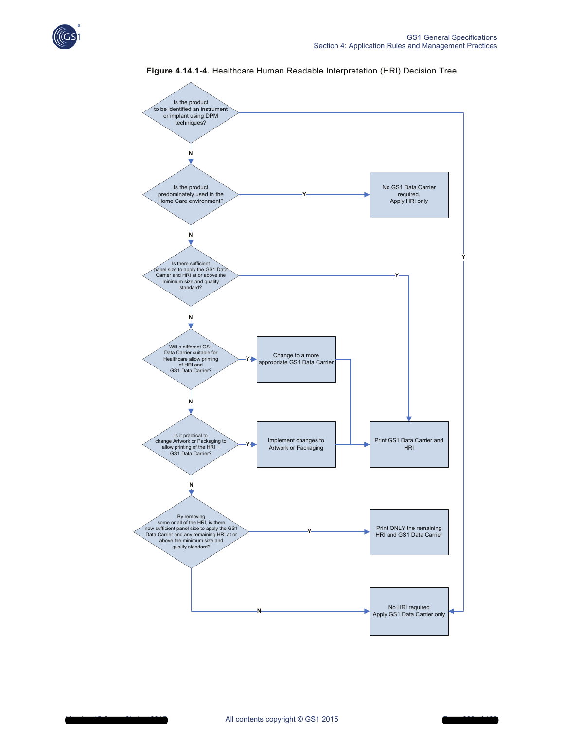**Figure 4.14.1-4.** Healthcare Human Readable Interpretation (HRI) Decision Tree

Is the product to be identified an instrument or implant using DPM techniques?

N

Y

Is the product predominately used in the Home Care environment?

Y

No GS1 Data Carrier required. Apply HRI only

N

Is there sufficient panel size to apply the GS1 Data Carrier and HRI at or above the minimum size and quality standard?

Y

N

Will a different GS1 Data Carrier suitable for Healthcare allow printing of HRI and GS1 Data Carrier?

Y

Change to a more appropriate GS1 Data Carrier

N

Is it practical to change Artwork or Packaging to allow printing of the HRI + GS1 Data Carrier?

Y

Implement changes to Artwork or Packaging

Print GS1 Data Carrier and HRI

N

By removing some or all of the HRI, is there now sufficient panel size to apply the GS1 Data Carrier and any remaining HRI at or above the minimum size and quality standard?

Y

Print ONLY the remaining HRI and GS1 Data Carrier

N

No HRI required Apply GS1 Data Carrier only